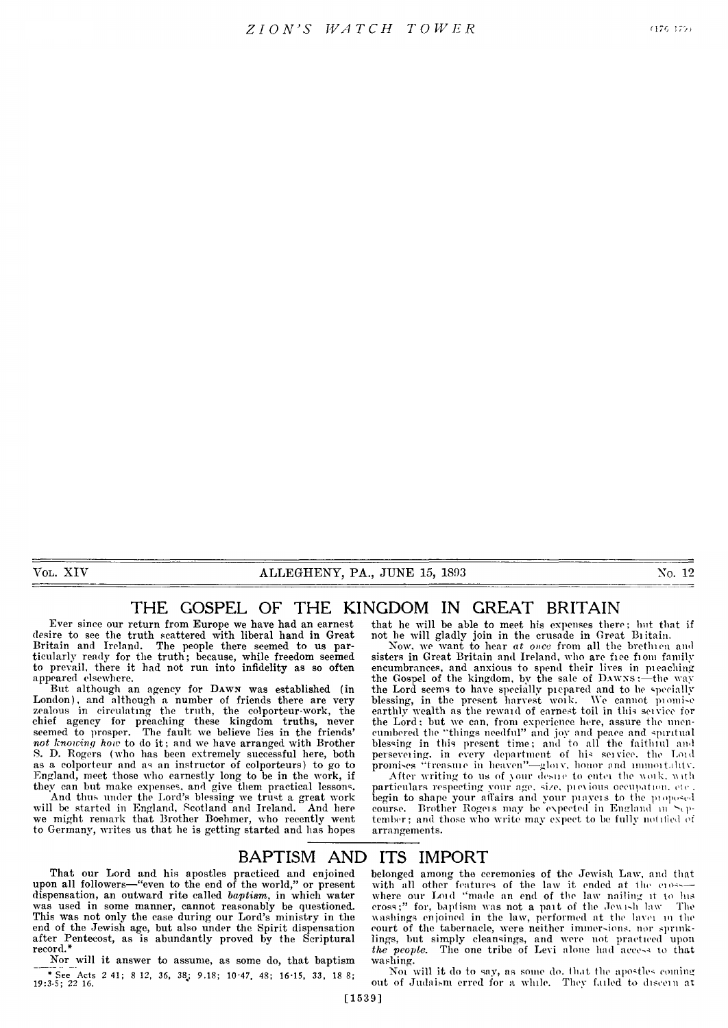VOL. XIV ALLEGHENY, PA., JUNE 15, 1893 No. 12

# THE GOSPEL OF THE KINGDOM IN GREAT BRITAIN

Ever since our return from Europe we have had an earnest desire to see the truth scattered with liberal hand in Great Britain and Ireland. The people there seemed to us particularly ready for the truth; because, while freedom seemed to prevail, there it had not run into infidelity as so often appeared elsewhere.

But although an agency for DAWN was established (in London), and although a number of friends there are very zealous in circulating the truth, the colporteur-work, the chief agency for preaching these kingdom truths, never seemed to prosper. The fault we believe lies in the friends' *not knowing how* to do it; and we have arranged with Brother S. D. Rogers (who has been extremely successful here, both as a colporteur and as an instructor of colporteurs) to go to England, meet those who earnestly long to be in the work, if they can but make expenses, and give them practical lessons.

And thus under the Lord's blessing we trust a great work will be started in England, Scotland and Ireland. And here we might remark that Brother Boehmer, who recently went to Germany, writes us that he is getting started and has hopes that he will be able to meet his expenses there; but that if not he will gladly join in the crusade in Great Britain.

Now, we want to hear *at once* from all the brethren and sisters in Great Britain and Ireland, who are free from family encumbrances, and anxious to spend their lives in preaching the Gospel of the kingdom, by the sale of DAWNS:—the way the Lord seems to have specially prepared and to be specially blessing, in the present harvest work. We cannot promise earthly wealth as the reward of earnest toil in this service for the Lord: but we can, from experience here, assure the unencumbered the "things needful" and joy and peace and spiritual blessing in this present time; and to all the faithful and persevering, in every department of his service, the Lord promises "treasure in heaven"—glory, honor and immortality.

After writing to us of your desire to enter the work, with particulars respecting your age, size, previous occupation, etc., begin to shape your affairs and your prayers to the proposed course. Brother Rogers may be expected in England in September; and those who write may expect to be fully notified of arrangements.

# BAPTISM AND ITS IMPORT

That our Lord and his apostles practiced and enjoined upon all followers—"even to the end of the world," or present dispensation, an outward rite called *baptism*, in which water was used in some manner, cannot reasonably be questioned. This was not only the case during our Lord's ministry in the end of the Jewish age, but also under the Spirit dispensation after Pentecost, as is abundantly proved by the Scriptural record.*

Nor will it answer to assume, as some do, that baptism belonged among the ceremonies of the Jewish Law, and that with all other features of the law it ended at the cross—where our Lord "made an end of the law nailing it to his cross;" for, baptism was not a part of the Jewish law. The washings enjoined in the law, performed at the laver in the court of the tabernacle, were neither immersions, nor sprinklings, but simply cleansings, and were not practiced upon *the people*. The one tribe of Levi alone had access to that washing.

Nor will it do to say, as some do, that the apostles coming out of Judaism erred for a while. They failed to discern at

* See Acts 2:41; 8:12, 36, 38; 9:18; 10:47, 48; 16:15, 33; 18:8; 19:3-5; 22:16.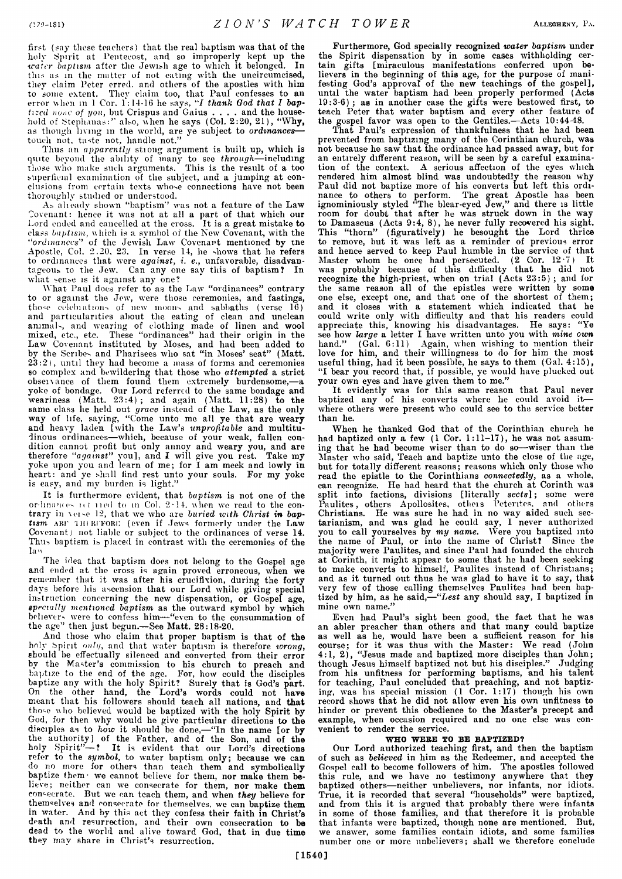first (say these teachers) that the real baptism was that of the holy Spirit at Pentecost, and so improperly kept up the *water baptism* after the Jewish age to which it belonged. In this as in the matter of not eating with the uncircumcised, they claim Peter erred. and others of the apostles with him to some extent. They claim too, that Paul confesses to an error when in 1 Cor. 1:14-16 he says, "*I thank God that I baptized none of you*, but Crispus and Gaius . . . . and the household of Stephanas:" also, when he says (Col. 2:20, 21), "Why, as though living in the world, are ye subject to *ordinances*—touch not, taste not, handle not."

Thus an *apparently* strong argument is built up, which is quite beyond the ability of many to see *through*—including those who make such arguments. This is the result of a too superficial examination of the subject, and a jumping at conclusions from certain texts whose connections have not been thoroughly studied or understood.

As already shown "baptism" was not a feature of the Law Covenant: hence it was not at all a part of that which our Lord ended and cancelled at the cross. It is a great mistake to class *baptism*, which is a symbol of the New Covenant, with the "*ordinances*" of the Jewish Law Covenant mentioned by the Apostle, Col. 2:20, 23. In verse 14, he shows that he refers to ordinances that were *against*, *i. e.*, unfavorable, disadvantageous to the Jew. Can any one say this of baptism? In what sense is it against any one?

What Paul does refer to as the Law "ordinances" contrary to or against the Jew, were those ceremonies, and fastings, those celebrations of new moons and sabbaths (verse 16) and particularities about the eating of clean and unclean animals, and wearing of clothing made of linen and wool mixed, etc., etc. These "ordinances" had their origin in the Law Covenant instituted by Moses, and had been added to by the Scribes and Pharisees who sat "in Moses' seat" (Matt. 23:2), until they had become a mass of forms and ceremonies so complex and bewildering that those who *attempted* a strict observance of them found them extremely burdensome,—a yoke of bondage. Our Lord referred to the same bondage and weariness (Matt. 23:4); and again (Matt. 11:28) to the same class he held out *grace* instead of the Law, as the only way of life, saying, "Come unto me all ye that are weary and heavy laden [with the Law's *unprofitable* and multitudinous ordinances—which, because of your weak, fallen condition cannot profit but only annoy and weary you, and are therefore "*against*" you], and I will give you rest. Take my yoke upon you and learn of me; for I am meek and lowly in heart: and ye shall find rest unto your souls. For my yoke is easy, and my burden is light."

It is furthermore evident, that *baptism* is not one of the ordinances referred to in Col. 2:14, when we read to the contrary in verse 12, that we who are *buried with Christ in baptism* ARE THEREFORE (even if Jews formerly under the Law Covenant) not liable or subject to the ordinances of verse 14. Thus baptism is placed in contrast with the ceremonies of the law.

The idea that baptism does not belong to the Gospel age and ended at the cross is again proved erroneous, when we remember that it was after his crucifixion, during the forty days before his ascension that our Lord while giving special instruction concerning the new dispensation, or Gospel age, *specially mentioned baptism* as the outward symbol by which believers were to confess him—"even to the consummation of the age" then just begun.—See Matt. 28:18-20.

And those who claim that proper baptism is that of the holy Spirit *only*, and that water baptism is therefore *wrong*, should be effectually silenced and converted from their error by the Master's commission to his church to preach and baptize to the end of the age. For, how could the disciples baptize any with the holy Spirit? Surely that is God's part. On the other hand, the Lord's words could not have meant that his followers should teach all nations, and that those who believed would be baptized with the holy Spirit by God, for then why would he give particular directions to the disciples as to *how* it should be done,—"In the name [or by the authority] of the Father, and of the Son, and of the holy Spirit"—? It is evident that our Lord's directions refer to the *symbol*, to water baptism only; because we can do no more for others than teach them and symbolically baptize them: we cannot believe for them, nor make them believe; neither can we consecrate for them, nor make them consecrate. But we can teach them, and when *they* believe for themselves and consecrate for themselves, we can baptize them in water. And by this act they confess their faith in Christ's death and resurrection, and their own consecration to be dead to the world and alive toward God, that in due time they may share in Christ's resurrection.

Furthermore, God specially recognized *water baptism* under the Spirit dispensation by in some cases withholding certain gifts [miraculous manifestations conferred upon believers in the beginning of this age, for the purpose of manifesting God's approval of the new teachings of the gospel], until the water baptism had been properly performed (Acts 19:3-6); as in another case the gifts were bestowed first, to teach Peter that water baptism and every other feature of the gospel favor was open to the Gentiles.—Acts 10:44-48.

That Paul's expression of thankfulness that he had been prevented from baptizing many of the Corinthian church, was not because he saw that the ordinance had passed away, but for an entirely different reason, will be seen by a careful examination of the context. A serious affection of the eyes which rendered him almost blind was undoubtedly the reason why Paul did not baptize more of his converts but left this ordinance to others to perform. The great Apostle has been ignominiously styled "The blear-eyed Jew," and there is little room for doubt that after he was struck down in the way to Damascus (Acts 9:4, 8), he never fully recovered his sight. This "thorn" (figuratively) he besought the Lord thrice to remove, but it was left as a reminder of previous error and hence served to keep Paul humble in the service of that Master whom he once had persecuted. (2 Cor. 12:7) It was probably because of this difficulty that he did not recognize the high-priest, when on trial (Acts 23:5); and for the same reason all of the epistles were written by some one else, except one, and that one of the shortest of them; and it closes with a statement which indicated that he could write only with difficulty and that his readers could appreciate this, knowing his disadvantages. He says: "Ye see how *large* a letter I have written unto you with *mine own* hand." (Gal. 6:11) Again, when wishing to mention their love for him, and their willingness to do for him the most useful thing, had it been possible, he says to them (Gal. 4:15), "I bear you record that, if possible, ye would have plucked out your own eyes and have given them to me."

It evidently was for this same reason that Paul never baptized any of his converts where he could avoid it—where others were present who could see to the service better than he.

When he thanked God that of the Corinthian church he had baptized only a few (1 Cor. 1:11-17), he was not assuming that he had become wiser than to do so—wiser than the Master who said, Teach and baptize unto the close of the age, but for totally different reasons; reasons which only those who read the epistle to the Corinthians *connectedly*, as a whole, can recognize. He had heard that the church at Corinth was split into factions, divisions [literally *sects*]; some were Paulites, others Apollosites, others Peterites, and others Christians. He was sure he had in no way aided such sectarianism, and was glad he could say, I never authorized you to call yourselves by *my name*. Were you baptized into the name of Paul, or into the name of Christ? Since the majority were Paulites, and since Paul had founded the church at Corinth, it might appear to some that he had been seeking to make converts to himself, Paulites instead of Christians; and as it turned out thus he was glad to have it to say, that very few of those calling themselves Paulites had been baptized by him, as he said,—"*Lest* any should say, I baptized in mine own name."

Even had Paul's sight been good, the fact that he was an abler preacher than others and that many could baptize as well as he, would have been a sufficient reason for his course; for it was thus with the Master: We read (John 4:1, 2), "Jesus made and baptized more disciples than John; though Jesus himself baptized not but his disciples." Judging from his unfitness for performing baptisms, and his talent for teaching, Paul concluded that preaching, and not baptizing, was his special mission (1 Cor. 1:17) though his own record shows that he did not allow even his own unfitness to hinder or prevent this obedience to the Master's precept and example, when occasion required and no one else was convenient to render the service.

### WHO WERE TO BE BAPTIZED?

Our Lord authorized teaching first, and then the baptism of such as *believed* in him as the Redeemer, and accepted the Gospel call to become followers of him. The apostles followed this rule, and we have no testimony anywhere that they baptized others—neither unbelievers, nor infants, nor idiots. True, it is recorded that several "households" were baptized, and from this it is argued that probably there were infants in some of those families, and that therefore it is probable that infants were baptized, though none are mentioned. But, we answer, some families contain idiots, and some families number one or more unbelievers; shall we therefore conclude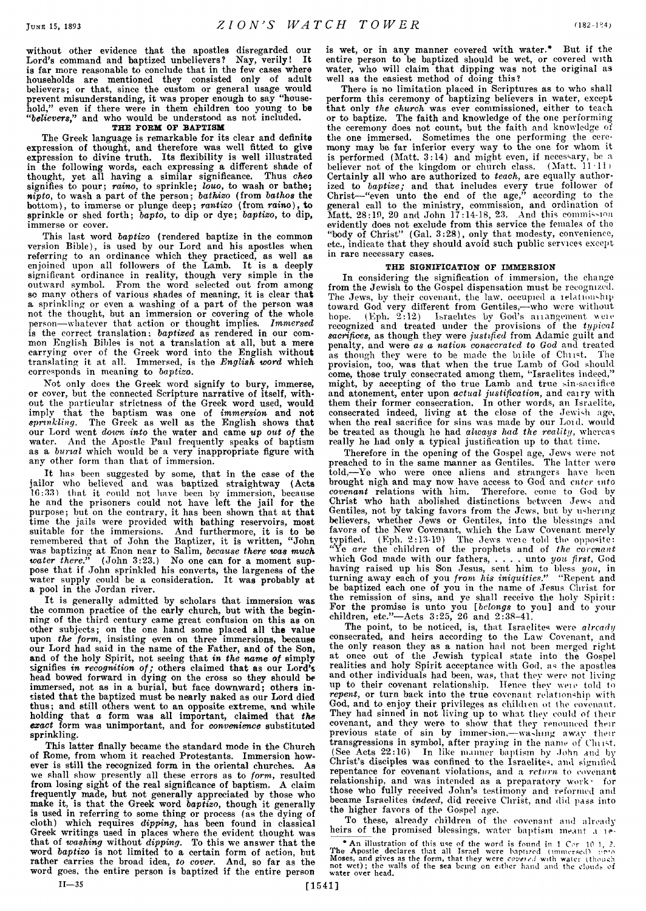without other evidence that the apostles disregarded our Lord's command and baptized unbelievers? Nay, verily! It is far more reasonable to conclude that in the few cases where households are mentioned they consisted only of adult believers; or that, since the custom or general usage would prevent misunderstanding, it was proper enough to say "household," even if there were in them children too young to be "*believers*," and who would be understood as not included.

### THE FORM OF BAPTISM

The Greek language is remarkable for its clear and definite expression of thought, and therefore was well fitted to give expression to divine truth. Its flexibility is well illustrated in the following words, each expressing a different shade of thought, yet all having a similar significance. Thus *cheo* signifies to pour; *raino*, to sprinkle; *louo*, to wash or bathe; *nipto*, to wash a part of the person; *bathizo* (from *bathos* the bottom), to immerse or plunge deep; *rantizo* (from *raino*), to sprinkle or shed forth; *bapto*, to dip or dye; *baptizo*, to dip, immerse or cover.

This last word *baptizo* (rendered baptize in the common version Bible), is used by our Lord and his apostles when referring to an ordinance which they practiced, as well as enjoined upon all followers of the Lamb. It is a deeply significant ordinance in reality, though very simple in the outward symbol. From the word selected out from among so many others of various shades of meaning, it is clear that a sprinkling or even a washing of a part of the person was not the thought, but an immersion or covering of the whole person—whatever that action or thought implies. *Immersed* is the correct translation; *baptized* as rendered in our common English Bibles is not a translation at all, but a mere carrying over of the Greek word into the English without translating it at all. Immersed, is the ***English word*** which corresponds in meaning to *baptizo*.

Not only does the Greek word signify to bury, immerse, or cover, but the connected Scripture narrative of itself, without the particular strictness of the Greek word used, would imply that the baptism was one of *immersion* and *not sprinkling*. The Greek as well as the English shows that our Lord went *down into* the water and came *up out of* the water. And the Apostle Paul frequently speaks of baptism as a *burial* which would be a very inappropriate figure with any other form than that of immersion.

It has been suggested by some, that in the case of the jailor who believed and was baptized straightway (Acts 16:33) that it could not have been by immersion, because he and the prisoners could not have left the jail for the purpose; but on the contrary, it has been shown that at that time the jails were provided with bathing reservoirs, most suitable for the immersions. And furthermore, it is to be remembered that of John the Baptizer, it is written, "John was baptizing at Enon near to Salim, *because there was much water there*." (John 3:23.) No one can for a moment suppose that if John sprinkled his converts, the largeness of the water supply could be a consideration. It was probably at a pool in the Jordan river.

It is generally admitted by scholars that immersion was the common practice of the early church, but with the beginning of the third century came great confusion on this as on other subjects; on the one hand some placed all the value upon *the form*, insisting even on three immersions, because our Lord had said in the name of the Father, and of the Son, and of the holy Spirit, not seeing that *in the name of* simply signifies *in recognition of;* others claimed that as our Lord's head bowed forward in dying on the cross so they should be immersed, not as in a burial, but face downward; others insisted that the baptized must be nearly naked as our Lord died thus; and still others went to an opposite extreme, and while holding that *a* form was all important, claimed that *the exact* form was unimportant, and for *convenience* substituted sprinkling.

This latter finally became the standard mode in the Church of Rome, from whom it reached Protestants. Immersion however is still the recognized form in the oriental churches. As we shall show presently all these errors as to *form*, resulted from losing sight of the real significance of baptism. A claim frequently made, but not generally appreciated by those who make it, is that the Greek word *baptizo*, though it generally is used in referring to some thing or process (as the dying of cloth) which requires *dipping*, has been found in classical Greek writings used in places where the evident thought was that of *washing* without *dipping*. To this we answer that the word *baptizo* is not limited to a certain form of action, but rather carries the broad idea, *to cover*. And, so far as the word goes, the entire person is baptized if the entire person is wet, or in any manner covered with water.* But if the entire person to be baptized should be wet, or covered with water, who will claim that dipping was not the original as well as the easiest method of doing this?

There is no limitation placed in Scriptures as to who shall perform this ceremony of baptizing believers in water, except that only *the church* was ever commissioned, either to teach or to baptize. The faith and knowledge of the one performing the ceremony does not count, but the faith and knowledge of the one immersed. Sometimes the one performing the ceremony may be far inferior every way to the one for whom it is performed (Matt. 3:14) and might even, if necessary, be a believer not of the kingdom or church class. (Matt. 11:11) Certainly all who are authorized to *teach*, are equally authorized to *baptize;* and that includes every true follower of Christ—"even unto the end of the age," according to the general call to the ministry, commission, and ordination of Matt. 28:19, 20 and John 17:14-18, 23. And this commission evidently does not exclude from this service the females of the "body of Christ" (Gal. 3:28), only that modesty, convenience, etc., indicate that they should avoid such public services except in rare necessary cases.

### THE SIGNIFICATION OF IMMERSION

In considering the signification of immersion, the change from the Jewish to the Gospel dispensation must be recognized. The Jews, by their covenant, the law, occupied a relationship toward God very different from Gentiles,—who were without hope. (Eph. 2:12) Israelites by God's arrangement were recognized and treated under the provisions of the *typical sacrifices*, as though they were *justified* from Adamic guilt and penalty, and were *as a nation consecrated to God* and treated as though they were to be made the bride of Christ. The provision, too, was that when the true Lamb of God should come, those truly consecrated among them, "Israelites indeed," might, by accepting of the true Lamb and true sin-sacrifice and atonement, enter upon *actual justification*, and carry with them their former consecration. In other words, an Israelite, consecrated indeed, living at the close of the Jewish age, when the real sacrifice for sins was made by our Lord, would be treated as though he had *always had the reality*, whereas really he had only a typical justification up to that time.

Therefore in the opening of the Gospel age, Jews were not preached to in the same manner as Gentiles. The latter were told,—Ye who were once aliens and strangers have been brought nigh and may now have access to God and *enter into covenant* relations with him. Therefore, come to God by Christ who hath abolished distinctions between Jews and Gentiles, not by taking favors from the Jews, but by ushering believers, whether Jews or Gentiles, into the blessings and favors of the New Covenant, which the Law Covenant merely typified. (Eph. 2:13-19) The Jews were told the opposite: "Ye *are* the children of the prophets and of *the covenant* which God made with our fathers, . . . . unto *you first*, God having raised up his Son Jesus, sent him to bless *you*, in turning away each of you *from his iniquities*." "Repent and be baptized each one of you in the name of Jesus Christ for the remission of sins, and ye shall receive the holy Spirit: For the promise is unto you [*belongs* to you] and to your children, etc."—Acts 3:25, 26 and 2:38-41.

The point, to be noticed, is, that Israelites were *already* consecrated, and heirs according to the Law Covenant, and the only reason they as a nation had not been merged right at once out of the Jewish typical state into the Gospel realities and holy Spirit acceptance with God, as the apostles and other individuals had been, was, that they were not living up to their covenant relationship. Hence they were told to *repent*, or turn back into the true covenant relationship with God, and to enjoy their privileges as children of the covenant. They had sinned in not living up to what they could of their covenant, and they were to show that they renounced their previous state of sin by immersion,—washing away their transgressions in symbol, after praying in the name of Christ. (See Acts 22:16) In like manner baptism by John and by Christ's disciples was confined to the Israelites, and signified repentance for covenant violations, and a *return* to covenant relationship, and was intended as a preparatory work for those who fully received John's testimony and reformed and became Israelites *indeed*, did receive Christ, and did pass into the higher favors of the Gospel age.

To these, already children of the covenant and already heirs of the promised blessings, water baptism meant a re-

*An illustration of this use of the word is found in 1 Cor. 10:1, 2. The Apostle declares that all Israel were baptized (immersed) unto Moses, and gives as the form, that they were *covered* with water (though not wet); the walls of the sea being on either hand and the clouds of water over head.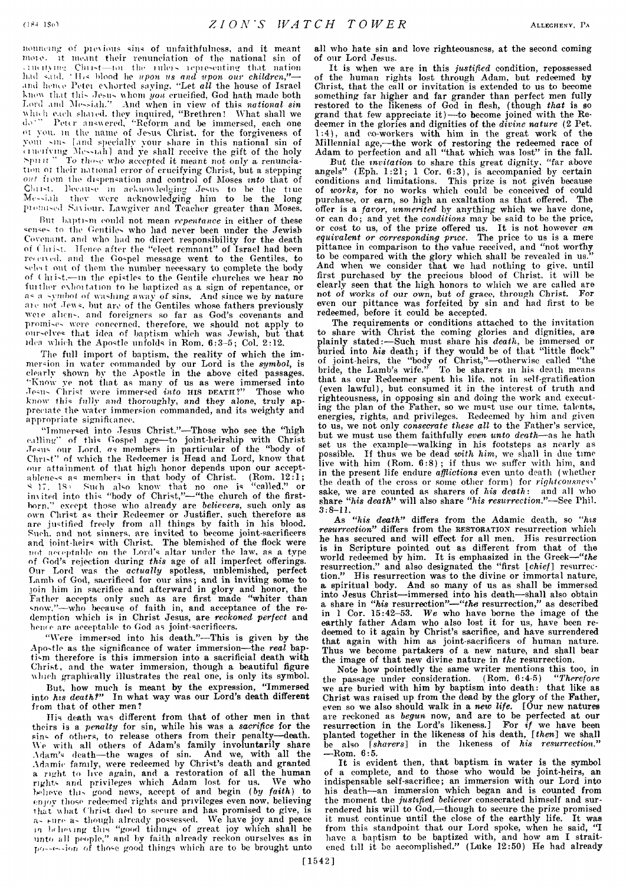nouncing of previous sins of unfaithfulness, and it meant more. It meant their renunciation of the national sin of crucifying Christ—for the rulers representing that nation had said, "His blood be *upon us and upon our children*,"—and hence Peter exhorted saying, "Let *all* the house of Israel know that this Jesus whom *you* crucified, God hath made both Lord and Messiah." And when in view of this *national sin* which each shared, they inquired, "Brethren! What shall we do?" Peter answered, "Reform and be immersed, each one of you, in the name of Jesus Christ, for the forgiveness of your sins [and specially your share in this national sin of crucifying Messiah] and ye shall receive the gift of the holy Spirit." To those who accepted it meant not only a renunciation of their national error of crucifying Christ, but a stepping *out* from the dispensation and control of Moses *into* that of Christ. Because in acknowledging Jesus to be the true Messiah they were acknowledging him to be the long promised Saviour, Lawgiver and Teacher greater than Moses.

But baptism could not mean *repentance* in either of these senses to the Gentiles who had never been under the Jewish Covenant, and who had no direct responsibility for the death of Christ. Hence after the "elect remnant" of Israel had been received, and the Gospel message went to the Gentiles, to select out of them the number necessary to complete the body of Christ,—in the epistles to the Gentile churches we hear no further exhortation to be baptized as a sign of repentance, or as a symbol of washing away of sins. And since we by nature are not Jews, but are of the Gentiles whose fathers previously were aliens, and foreigners so far as God's covenants and promises were concerned, therefore, we should not apply to ourselves that idea of baptism which was Jewish, but that idea which the Apostle unfolds in Rom. 6:3-5; Col. 2:12.

The full import of baptism, the reality of which the immersion in water commanded by our Lord is the *symbol*, is clearly shown by the Apostle in the above cited passages. "Know ye not that as many of us as were immersed *into* Jesus Christ were immersed *into* HIS DEATH?" Those who know *this fully and thoroughly, and they alone,* truly appreciate the water immersion commanded, and its weighty and appropriate significance.

"Immersed into Jesus Christ."—Those who see the "high calling" of this Gospel age—to joint-heirship with Christ Jesus our Lord, *as* members in particular of the "body of Christ" of which the Redeemer is Head and Lord, know that our attainment of that high honor depends upon our acceptableness as members in that body of Christ. (Rom. 12:1; 8:17, 18) Such also know that no one is "called," or invited into this "body of Christ,"—"the church of the firstborn," except those who already are *believers*, such only as own Christ as their Redeemer or Justifier, such therefore as are justified freely from all things by faith in his blood. Such, and not sinners, are invited to become joint-sacrificers and joint-heirs with Christ. The blemished of the flock were not acceptable on the Lord's altar under the law, as a type of God's rejection during *this* age of all imperfect offerings. Our Lord was the *actually* spotless, unblemished, perfect Lamb of God, sacrificed for our sins; and in inviting some to join him in sacrifice and afterward in glory and honor, the Father accepts only such as are first made "whiter than snow,"—who because of faith in, and acceptance of the redemption which is in Christ Jesus, are *reckoned perfect* and hence are acceptable to God as joint-sacrificers.

"Were immersed into his death."—This is given by the Apostle as the significance of water immersion—the *real* baptism therefore is this immersion into a sacrificial death with Christ, and the water immersion, though a beautiful figure which graphically illustrates the real one, is only its symbol.

But, how much is meant by the expression, "Immersed into *his death?*" In what way was our Lord's death different from that of other men?

His death was different from that of other men in that theirs is a *penalty* for sin, while his was a *sacrifice* for the sins of others, to release others from their penalty—death. We with all others of Adam's family involuntarily share Adam's death—the wages of sin. And we, with all the Adamic family, were redeemed by Christ's death and granted a right to live again, and a restoration of all the human rights and privileges which Adam lost for us. We who believe this good news, accept of and begin (*by faith*) to enjoy those redeemed rights and privileges even now, believing that what Christ died to secure and has promised to give, is as sure as though already possessed. We have joy and peace in believing this "good tidings of great joy which shall be unto all people," and by faith already reckon ourselves as in possession of those good things which are to be brought unto all who hate sin and love righteousness, at the second coming of our Lord Jesus.

It is when we are in this *justified* condition, repossessed of the human rights lost through Adam, but redeemed by Christ, that the call or invitation is extended to us to become something far higher and far grander than perfect men fully restored to the likeness of God in flesh, (though *that* is so grand that few appreciate it)—to become joined with the Redeemer in the glories and dignities of the *divine nature* (2 Pet. 1:4), and co-workers with him in the great work of the Millennial age,—the work of restoring the redeemed race of Adam to perfection and all "that which was lost" in the fall.

But the *invitation* to share this great dignity, "far above angels" (Eph. 1:21; 1 Cor. 6:3), is accompanied by certain conditions and limitations. This prize is not given because of *works*, for no works which could be conceived of could purchase, or earn, so high an exaltation as that offered. The offer is a *favor, unmerited* by anything which we have done, or can do; and yet the *conditions* may be said to be the price, or cost to us, of the prize offered us. It is not however *an equivalent or corresponding price*. The price to us is a mere pittance in comparison to the value received, and "not worthy to be compared with the glory which shall be revealed in us." And when we consider that we had nothing to give, until first purchased by the precious blood of Christ, it will be clearly seen that the high honors to which we are called are not of works of our own, but of grace, through Christ. For even our pittance was forfeited by sin and had first to be redeemed, before it could be accepted.

The requirements or conditions attached to the invitation to share with Christ the coming glories and dignities, are plainly stated:—Such must share his *death*, be immersed or buried into *his* death; if they would be of that "little flock" of joint-heirs, the "body of Christ,"—otherwise called "the bride, the Lamb's wife." To be sharers in his death means that as our Redeemer spent his life, not in self-gratification (even lawful), but consumed it in the interest of truth and righteousness, in opposing sin and doing the work and executing the plan of the Father, so we must use our time, talents, energies, rights, and privileges. Redeemed by him and given to us, we not only *consecrate these all* to the Father's service, but we must use them faithfully *even unto death*—as he hath set us the example—walking in his footsteps as nearly as possible. If thus we be dead *with him*, we shall in due time live with him (Rom. 6:8); if thus we suffer with him, and in the present life endure *afflictions* even unto death (whether the death of the cross or some other form) for *righteousness'* sake, we are counted as sharers of *his death*: and all who share "*his death*" will also share "*his resurrection*."—See Phil. 3:8-11.

As "*his death*" differs from the Adamic death, so "*his resurrection*" differs from the RESTORATION resurrection which he has secured and will effect for all men. His resurrection is in Scripture pointed out as different from that of the world redeemed by him. It is emphasized in the Greek—"*the* resurrection," and also designated the "first [*chief*] resurrection." His resurrection was to the divine or immortal nature, a spiritual body. And so many of us as shall be immersed into Jesus Christ—immersed into his death—shall also obtain a share in "*his* resurrection"—"*the* resurrection," as described in 1 Cor. 15:42-53. *We* who have borne the image of the earthly father Adam who also lost it for us, have been redeemed to it again by Christ's sacrifice, and have surrendered that again with him as joint-sacrificers of human nature. Thus we become partakers of a new nature, and shall bear the image of that new divine nature in *the* resurrection.

Note how pointedly the same writer mentions this too, in the passage under consideration. (Rom. 6:4-5) "*Therefore* we are buried with him by baptism into death: that like as Christ was raised up from the dead by the glory of the Father, even so we also should walk in a *new life*. [Our new natures are reckoned as *begun* now, and are to be perfected at our resurrection in the Lord's likeness.] For *if* we have been planted together in the likeness of his death, [*then*] we shall be also [*sharers*] in the likeness of *his resurrection*."—Rom. 6:5.

It is evident then, that baptism in water is the symbol of a complete, and to those who would be joint-heirs, an indispensable self-sacrifice; an immersion with our Lord into his death—an immersion which began and is counted from the moment the *justified believer* consecrated himself and surrendered his will to God,—though to secure the prize promised it must continue until the close of the earthly life. It was from this standpoint that our Lord spoke, when he said, "I have a baptism to be baptized with, and how am I straitened till it be accomplished." (Luke 12:50) He had already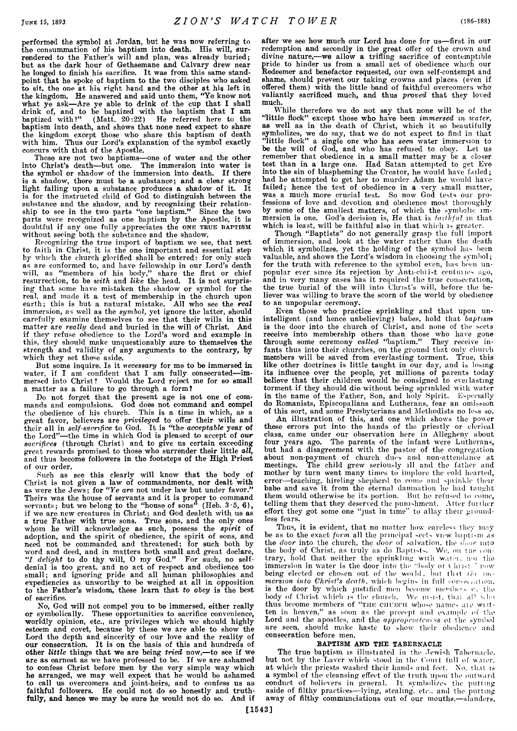performed the symbol at Jordan, but he was now referring to the consummation of his baptism into death. His will, surrendered to the Father's will and plan, was already buried; but as the dark hour of Gethsemane and Calvary drew near he longed to finish his sacrifice. It was from this same standpoint that he spoke of baptism to the two disciples who asked to sit, the one at his right hand and the other at his left in the kingdom. He answered and said unto them, "Ye know not what ye ask—Are ye able to drink of the cup that I shall drink of, and to be baptized with the baptism that I am baptized with?" (Matt. 20:22) He referred here to the baptism into death, and shows that none need expect to share the kingdom except those who share this baptism of death with him. Thus our Lord's explanation of the symbol exactly concurs with that of the Apostle.

These are not two baptisms—one of water and the other into Christ's death—but one. The immersion into water is the symbol or shadow of the immersion into death. If there is a shadow, there must be a substance; and a clear strong light falling upon a substance produces a shadow of it. It is for the instructed child of God to distinguish between the substance and the shadow, and by recognizing their relationship to see in the two parts "one baptism." Since the two parts were recognized as one baptism by the Apostle, it is doubtful if any one fully appreciates the ONE TRUE BAPTISM without seeing both the substance and the shadow.

Recognizing the true import of baptism we see, that next to faith in Christ, it is the one important and essential step by which the church glorified shall be entered: for only such as are conformed to, and have fellowship in our Lord's death will, as "members of his body," share the first or chief resurrection, to be *with* and *like* the head. It is not surprising that some have mistaken the shadow or symbol for the real, and made it a test of membership in the church upon earth; this is but a natural mistake. All who see the *real* immersion, as well as the *symbol*, yet ignore the latter, should carefully examine themselves to see that their wills in this matter are *really* dead and buried in the will of Christ. And if they refuse obedience to the Lord's word and example in this, they should make unquestionably sure to themselves the strength and validity of any arguments to the contrary, by which they set these aside.

But some inquire, Is it *necessary* for me to be immersed in water, if I am confident that I am fully consecrated—immersed into Christ? Would the Lord reject me for so small a matter as a failure to go through a form?

Do not forget that the present age is not one of commands and compulsions. God does not command and compel the obedience of his church. This is a time in which, as a great favor, believers are *privileged* to offer their wills and their all in *self-sacrifice* to God. It is "the *acceptable* year of the Lord"—the time in which God is pleased to accept of *our sacrifices* (through Christ) and to give us certain exceeding great rewards promised to those who surrender their little *all*, and thus become followers in the footsteps of the High Priest of our order.

Such as see this clearly will know that the body of Christ is not given a law of commandments, nor dealt with as were the Jews; for "*Ye are* not under law but under favor." Theirs was the house of servants and it is proper to command servants; but we belong to the "house of sons" (Heb. 3:5, 6), if we are new creatures in Christ; and God dealeth with us as a true Father with true sons. True sons, and the only ones whom he will acknowledge as such, possess the *spirit* of adoption, and the spirit of obedience, the spirit of sons, and need not be commanded and threatened; for such both by word and deed, and in matters both small and great declare, "*I delight* to do thy will, O my God." For such, no self-denial is too great, and no act of respect and obedience too small; and ignoring pride and all human philosophies and expediencies as unworthy to be weighed at all in opposition to the Father's wisdom, these learn that *to obey* is the best of sacrifice.

No, God will not compel you to be immersed, either really or symbolically. These opportunities to sacrifice convenience, worldly opinion, etc., are privileges which we should highly esteem and covet, because by these we are able to show the Lord the depth and sincerity of our love and the reality of our consecration. It is on the basis of this and hundreds of other *little* things that we are being *tried* now,—to see if we are as earnest as we have professed to be. If we are ashamed to confess Christ before men by the very simple way which he arranged, we may well expect that he would be ashamed to call us overcomers and joint-heirs, and to confess us as faithful followers. He could not do so honestly and truthfully, and hence we may be sure he would not do so. And if after we see how much our Lord has done for us—first in our redemption and secondly in the great offer of the crown and divine nature,—we allow a trifling sacrifice of contemptible pride to hinder us from a small act of obedience which our Redeemer and benefactor requested, our own self-contempt and shame, should prevent our taking crowns and places (even if offered them) with the little band of faithful overcomers who valiantly sacrificed much, and thus *proved* that they loved much.

While therefore we do not say that none will be of the "little flock" except those who have been *immersed in water*, as well as in the death of Christ, which it so beautifully symbolizes, we do say, that we do not expect to find in that "little flock" a single one who has *seen* water immersion to be the will of God, and who has refused to obey. Let us remember that obedience in a small matter may be a closer test than in a large one. Had Satan attempted to get Eve into the sin of blaspheming the Creator, he would have failed; had he attempted to get her to murder Adam he would have failed; hence the test of obedience in a very small matter, was a much more crucial test. So now God tests our professions of love and devotion and obedience most thoroughly by some of the smallest matters, of which the symbolic immersion is one. God's decision is, He that is *faithful* in that which is least, will be faithful also in that which is greater.

Though "Baptists" do not generally grasp the full import of immersion, and look at the water rather than the death which it symbolizes, yet the holding of the symbol has been valuable, and shows the Lord's wisdom in choosing the symbol; for the truth with reference to the symbol even, has been unpopular ever since its rejection by Anti-christ centuries ago, and in very many cases has it required the true consecration, the true burial of the will into Christ's will, before the believer was willing to brave the scorn of the world by obedience to an unpopular ceremony.

Even those who practice sprinkling and that upon unintelligent (and hence unbelieving) babes, hold that *baptism* is the door into the church of Christ, and none of the sects receive into membership others than those who have gone through some ceremony *called* "baptism." They receive infants thus into their churches, on the ground that only church members will be saved from everlasting torment. True, this like other doctrines is little taught in our day, and is losing its influence over the people, yet millions of parents today believe that their children would be consigned to everlasting torment if they should die without being sprinkled with water in the name of the Father, Son, and holy Spirit. Especially do Romanists, Episcopalians and Lutherans, fear an omission of this sort, and some Presbyterians and Methodists no less so.

An illustration of this, and one which shows the power these errors put into the hands of the priestly or clerical class, came under our observation here in Allegheny about four years ago. The parents of the infant were Lutherans, but had a disagreement with the pastor of the congregation about non-payment of church dues and non-attendance at meetings. The child grew seriously ill and the father and mother by turn went many times to implore the cold hearted, error—teaching, hireling shepherd to come and sprinkle their babe and save it from the eternal damnation he had taught them would otherwise be its portion. But he refused to come, telling them that they deserved the punishment. After further effort they got some one "just in time" to allay their groundless fears.

Thus, it is evident, that no matter how careless they may be as to the exact *form* all the principal sects view baptism as the *door* into the church, the *door* of salvation, the *door* into the body of Christ, as truly as do Baptists. We, on the contrary, hold that neither the sprinkling with water, nor the immersion in water is the door into the "body of Christ," now being elected or chosen out of the world, but that *the immersion into Christ's death*, which begins in full consecration, is the door by which justified men become members of the body of Christ which is the church. We insist, that all who thus become members of "THE CHURCH whose names are written in heaven," as soon as the precept and example of the Lord and the apostles, and the *appropriateness* of the symbol are seen, should make haste to show their obedience and consecration before men.

### BAPTISM AND THE TABERNACLE

The true baptism is illustrated in the Jewish Tabernacle, but not by the Laver which stood in the Court full of water, at which the priests washed their hands and feet. No, that is a symbol of the cleansing effect of the truth upon the outward conduct of believers in general. It symbolizes the putting aside of filthy practices—lying, stealing, etc., and the putting away of filthy communications out of our mouths,—slanders,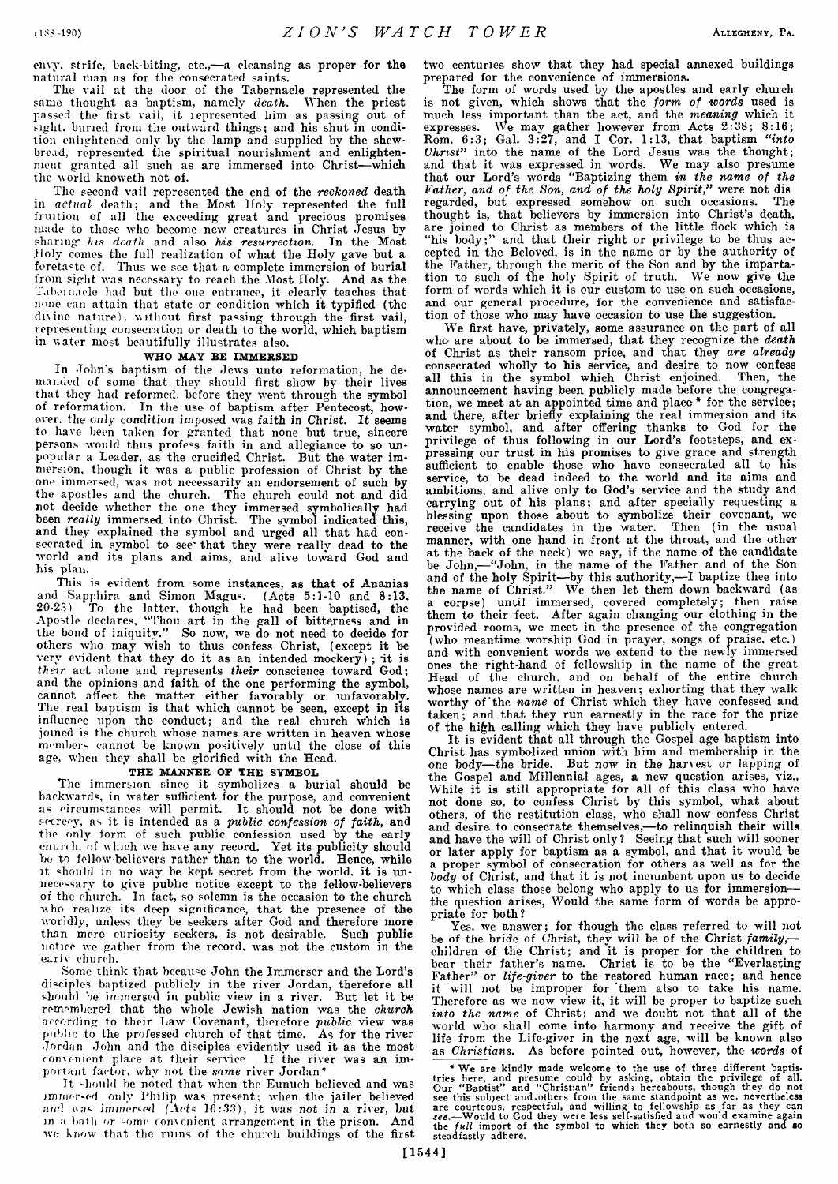envy, strife, back-biting, etc.,—a cleansing as proper for the natural man as for the consecrated saints.

The vail at the door of the Tabernacle represented the same thought as baptism, namely *death*. When the priest passed the first vail, it represented him as passing out of sight, buried from the outward things; and his shut in condition enlightened only by the lamp and supplied by the shewbread, represented the spiritual nourishment and enlightenment granted all such as are immersed into Christ—which the world knoweth not of.

The second vail represented the end of the *reckoned* death in *actual* death; and the Most Holy represented the full fruition of all the exceeding great and precious promises made to those who become new creatures in Christ Jesus by sharing *his death* and also *his resurrection*. In the Most Holy comes the full realization of what the Holy gave but a foretaste of. Thus we see that a complete immersion of burial from sight was necessary to reach the Most Holy. And as the Tabernacle had but the one entrance, it clearly teaches that none can attain that state or condition which it typified (the divine nature), without first passing through the first vail, representing consecration or death to the world, which baptism in water most beautifully illustrates also.

### WHO MAY BE IMMERSED

In John's baptism of the Jews unto reformation, he demanded of some that they should first show by their lives that they had reformed, before they went through the symbol of reformation. In the use of baptism after Pentecost, however, the *only condition* imposed was faith in Christ. It seems to have been taken for granted that none but true, sincere persons would thus profess faith in and allegiance to so unpopular a Leader, as the crucified Christ. But the water immersion, though it was a public profession of Christ by the one immersed, was not necessarily an endorsement of such by the apostles and the church. The church could not and did not decide whether the one they immersed symbolically had been *really* immersed into Christ. The symbol indicated this, and they explained the symbol and urged all that had consecrated in symbol to see that they were really dead to the world and its plans and aims, and alive toward God and his plan.

This is evident from some instances, as that of Ananias and Sapphira and Simon Magus. (Acts 5:1-10 and 8:13, 20-23) To the latter, though he had been baptised, the Apostle declares, "Thou art in the gall of bitterness and in the bond of iniquity." So now, we do not need to decide for others who may wish to thus confess Christ, (except it be very evident that they do it as an intended mockery); it is *their* act alone and represents *their* conscience toward God; and the opinions and faith of the one performing the symbol, cannot affect the matter either favorably or unfavorably. The real baptism is that which cannot be seen, except in its influence upon the conduct; and the real church which is joined is the church whose names are written in heaven whose members cannot be known positively until the close of this age, when they shall be glorified with the Head.

### THE MANNER OF THE SYMBOL

The immersion since it symbolizes a burial should be backwards, in water sufficient for the purpose, and convenient as circumstances will permit. It should not be done with secrecy, as it is intended as a *public confession of faith*, and the only form of such public confession used by the early church, of which we have any record. Yet its publicity should be to fellow-believers rather than to the world. Hence, while it should in no way be kept secret from the world, it is unnecessary to give public notice except to the fellow-believers of the church. In fact, so solemn is the occasion to the church who realize its deep significance, that the presence of the worldly, unless they be seekers after God and therefore more than mere curiosity seekers, is not desirable. Such public notice we gather from the record, was not the custom in the early church.

Some think that because John the Immerser and the Lord's disciples baptized publicly in the river Jordan, therefore all should be immersed in public view in a river. But let it be remembered that the whole Jewish nation was the *church* according to their Law Covenant, therefore *public* view was public to the professed church of that time. As for the river Jordan John and the disciples evidently used it as the most convenient place at their service If the river was an important factor, why not the *same* river Jordan?

It should be noted that when the Eunuch believed and was *immersed* only Philip was present; when the jailer believed *and was immersed* (Acts 16:33), it was *not in a* river, but in a bath or some convenient arrangement in the prison. And we know that the ruins of the church buildings of the first two centuries show that they had special annexed buildings prepared for the convenience of immersions.

The form of words used by the apostles and early church is not given, which shows that the *form of words* used is much less important than the act, and the *meaning* which it expresses. We may gather however from Acts 2:38; 8:16; Rom. 6:3; Gal. 3:27, and I Cor. 1:13, that baptism *"into Christ"* into the name of the Lord Jesus was the thought; and that it was expressed in words. We may also presume that our Lord's words "Baptizing them *in the name of the Father, and of the Son, and of the holy Spirit,"* were not dis regarded, but expressed somehow on such occasions. The thought is, that believers by immersion into Christ's death, are joined to Christ as members of the little flock which is "his body;" and that their right or privilege to be thus accepted in the Beloved, is in the name or by the authority of the Father, through the merit of the Son and by the impartation to such of the holy Spirit of truth. We now give the form of words which it is our custom to use on such occasions, and our general procedure, for the convenience and satisfaction of those who may have occasion to use the suggestion.

We first have, privately, some assurance on the part of all who are about to be immersed, that they recognize the *death* of Christ as their ransom price, and that they *are already* consecrated wholly to his service, and desire to now confess all this in the symbol which Christ enjoined. Then, the announcement having been publicly made before the congregation, we meet at an appointed time and place* for the service; and there, after briefly explaining the real immersion and its water symbol, and after offering thanks to God for the privilege of thus following in our Lord's footsteps, and expressing our trust in his promises to give grace and strength sufficient to enable those who have consecrated all to his service, to be dead indeed to the world and its aims and ambitions, and alive only to God's service and the study and carrying out of his plans; and after specially requesting a blessing upon those about to symbolize their covenant, we receive the candidates in the water. Then (in the usual manner, with one hand in front at the throat, and the other at the back of the neck) we say, if the name of the candidate be John,—"John, in the name of the Father and of the Son and of the holy Spirit—by this authority,—I baptize thee into the name of Christ." We then let them down backward (as a corpse) until immersed, covered completely; then raise them to their feet. After again changing our clothing in the provided rooms, we meet in the presence of the congregation (who meantime worship God in prayer, songs of praise, etc.) and with convenient words we extend to the newly immersed ones the right-hand of fellowship in the name of the great Head of the church, and on behalf of the entire church whose names are written in heaven; exhorting that they walk worthy of the *name* of Christ which they have confessed and taken; and that they run earnestly in the race for the prize of the high calling which they have publicly entered.

It is evident that all through the Gospel age baptism into Christ has symbolized union with him and membership in the one body—the bride. But now in the harvest or lapping of the Gospel and Millennial ages, a new question arises, viz., While it is still appropriate for all of this class who have not done so, to confess Christ by this symbol, what about others, of the restitution class, who shall now confess Christ and desire to consecrate themselves,—to relinquish their wills and have the will of Christ only? Seeing that such will sooner or later apply for baptism as a symbol, and that it would be a proper symbol of consecration for others as well as for the *body* of Christ, and that it is not incumbent upon us to decide to which class those belong who apply to us for immersion—the question arises, Would the same form of words be appropriate for both?

Yes, we answer; for though the class referred to will not be of the bride of Christ, they will be of the Christ *family*,—children of the Christ; and it is proper for the children to bear their father's name. Christ is to be the "Everlasting Father" or *life-giver* to the restored human race; and hence it will not be improper for them also to take his name. Therefore as we now view it, it will be proper to baptize such *into the name* of Christ; and we doubt not that all of the world who shall come into harmony and receive the gift of life from the Life-giver in the next age, will be known also as *Christians*. As before pointed out, however, the *words* of

---

* We are kindly made welcome to the use of three different baptistries here, and presume could by asking, obtain the privilege of all. Our "Baptist" and "Christian" friends hereabouts, though they do not see this subject and others from the same standpoint as we, nevertheless are courteous, respectful, and willing to fellowship as far as they can *see*.—Would to God they were less self-satisfied and would examine again the *full* import of the symbol to which they both so earnestly and so steadfastly adhere.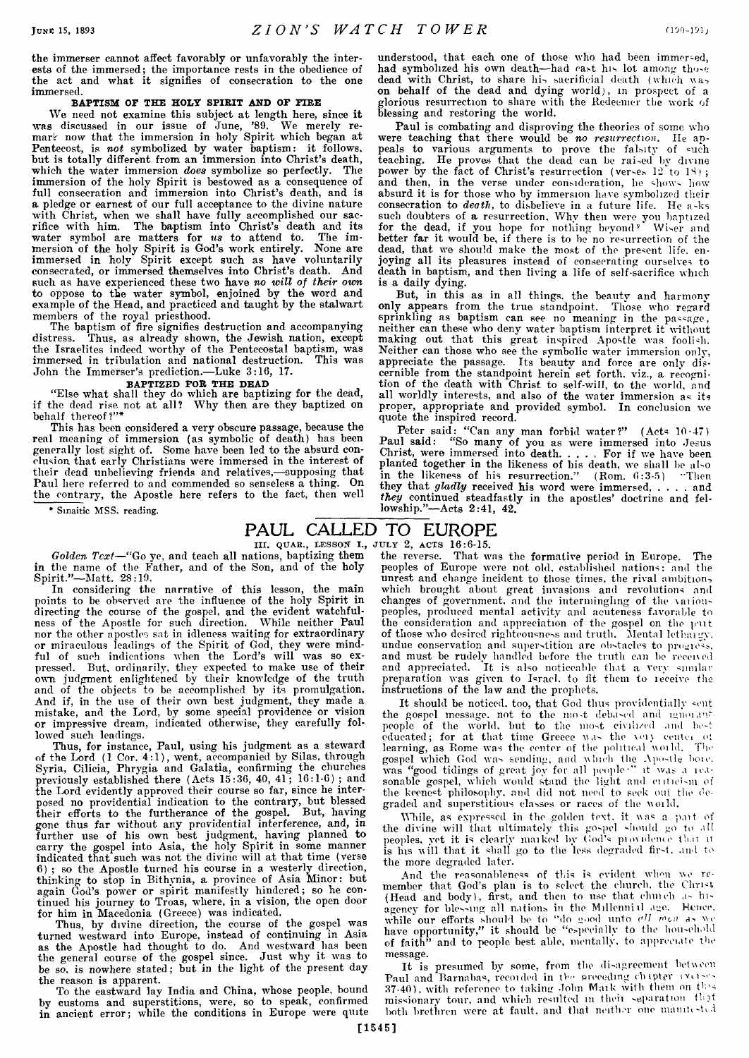the immerser cannot affect favorably or unfavorably the interests of the immersed; the importance rests in the obedience of the act and what it signifies of consecration to the one immersed.

### BAPTISM OF THE HOLY SPIRIT AND OF FIRE

We need not examine this subject at length here, since it was discussed in our issue of June, '89. We merely remark now that the immersion in holy Spirit which began at Pentecost, is *not* symbolized by water baptism: it follows, but is totally different from an immersion into Christ's death, which the water immersion *does* symbolize so perfectly. The immersion of the holy Spirit is bestowed as a consequence of full consecration and immersion into Christ's death, and is a pledge or earnest of our full acceptance to the divine nature with Christ, when we shall have fully accomplished our sacrifice with him. The baptism into Christ's death and its water symbol are matters for *us* to attend to. The immersion of the holy Spirit is God's work entirely. None are immersed in holy Spirit except such as have voluntarily consecrated, or immersed themselves into Christ's death. And such as have experienced these two have *no will of their own* to oppose to the water symbol, enjoined by the word and example of the Head, and practiced and taught by the stalwart members of the royal priesthood.

The baptism of fire signifies destruction and accompanying distress. Thus, as already shown, the Jewish nation, except the Israelites indeed worthy of the Pentecostal baptism, was immersed in tribulation and national destruction. This was John the Immerser's prediction.—Luke 3:16, 17.

### BAPTIZED FOR THE DEAD

"Else what shall they do which are baptizing for the dead, if the dead rise not at all? Why then are they baptized on behalf thereof?"*

This has been considered a very obscure passage, because the real meaning of immersion (as symbolic of death) has been generally lost sight of. Some have been led to the absurd conclusion that early Christians were immersed in the interest of their dead unbelieving friends and relatives,—supposing that Paul here referred to and commended so senseless a thing. On the contrary, the Apostle here refers to the fact, then well understood, that each one of those who had been immersed, had symbolized his own death—had cast his lot among those dead with Christ, to share his sacrificial death (which was on behalf of the dead and dying world), in prospect of a glorious resurrection to share with the Redeemer the work of blessing and restoring the world.

Paul is combating and disproving the theories of some who were teaching that there would be *no resurrection*. He appeals to various arguments to prove the falsity of such teaching. He proves that the dead can be raised by divine power by the fact of Christ's resurrection (verses 12 to 18); and then, in the verse under consideration, he shows how absurd it is for those who by immersion have symbolized their consecration to *death*, to disbelieve in a future life. He asks such doubters of a resurrection, Why then were you baptized for the dead, if you hope for nothing beyond? Wiser and better far it would be, if there is to be no resurrection of the dead, that we should make the most of the present life, enjoying all its pleasures instead of consecrating ourselves to death in baptism, and then living a life of self-sacrifice which is a daily dying.

But, in this as in all things, the beauty and harmony only appears from the true standpoint. Those who regard sprinkling as baptism can see no meaning in the passage, neither can these who deny water baptism interpret it without making out that this great inspired Apostle was foolish. Neither can those who see the symbolic water immersion only, appreciate the passage. Its beauty and force are only discernible from the standpoint herein set forth, viz., a recognition of the death with Christ to self-will, to the world, and all worldly interests, and also of the water immersion as its proper, appropriate and provided symbol. In conclusion we quote the inspired record.

Peter said: "Can any man forbid water?" (Acts 10:47) Paul said: "So many of you as were immersed into Jesus Christ, were immersed into death. . . . . For if we have been planted together in the likeness of his death, we shall be also in the likeness of his resurrection." (Rom. 6:3-5) "Then they that *gladly* received his word were immersed, . . . . and *they* continued steadfastly in the apostles' doctrine and fellowship."—Acts 2:41, 42.

\* Sinaitic MSS. reading.

# PAUL CALLED TO EUROPE

III. QUAR., LESSON I., JULY 2, ACTS 16:6-15.

*Golden Text*—"Go ye, and teach all nations, baptizing them in the name of the Father, and of the Son, and of the holy Spirit."—Matt. 28:19.

In considering the narrative of this lesson, the main points to be observed are the influence of the holy Spirit in directing the course of the gospel, and the evident watchfulness of the Apostle for such direction. While neither Paul nor the other apostles sat in idleness waiting for extraordinary or miraculous leadings of the Spirit of God, they were mindful of such indications when the Lord's will was so expressed. But, ordinarily, they expected to make use of their own judgment enlightened by their knowledge of the truth and of the objects to be accomplished by its promulgation. And if, in the use of their own best judgment, they made a mistake, and the Lord, by some special providence or vision or impressive dream, indicated otherwise, they carefully followed such leadings.

Thus, for instance, Paul, using his judgment as a steward of the Lord (1 Cor. 4:1), went, accompanied by Silas, through Syria, Cilicia, Phrygia and Galatia, confirming the churches previously established there (Acts 15:36, 40, 41; 16:1-6); and the Lord evidently approved their course so far, since he interposed no providential indication to the contrary, but blessed their efforts to the furtherance of the gospel. But, having gone thus far without any providential interference, and, in further use of his own best judgment, having planned to carry the gospel into Asia, the holy Spirit in some manner indicated that such was not the divine will at that time (verse 6); so the Apostle turned his course in a westerly direction, thinking to stop in Bithynia, a province of Asia Minor: but again God's power or spirit manifestly hindered; so he continued his journey to Troas, where, in a vision, the open door for him in Macedonia (Greece) was indicated.

Thus, by divine direction, the course of the gospel was turned westward into Europe, instead of continuing in Asia as the Apostle had thought to do. And westward has been the general course of the gospel since. Just why it was to be so, is nowhere stated; but in the light of the present day the reason is apparent.

To the eastward lay India and China, whose people, bound by customs and superstitions, were, so to speak, confirmed in ancient error; while the conditions in Europe were quite the reverse. That was the formative period in Europe. The peoples of Europe were not old, established nations; and the unrest and change incident to those times, the rival ambitions which brought about great invasions and revolutions and changes of government, and the intermingling of the various peoples, produced mental activity and acuteness favorable to the consideration and appreciation of the gospel on the part of those who desired righteousness and truth. Mental lethargy, undue conservation and superstition are obstacles to progress, and must be rudely handled before the truth can be received and appreciated. It is also noticeable that a very similar preparation was given to Israel, to fit them to receive the instructions of the law and the prophets.

It should be noticed, too, that God thus providentially sent the gospel message, not to the most debased and ignorant people of the world, but to the most civilized and best educated; for at that time Greece was the very center of learning, as Rome was the center of the political world. The gospel which God was sending, and which the Apostle bore, was "good tidings of great joy for all people:" it was a reasonable gospel, which would stand the light and criticism of the keenest philosophy, and did not need to seek out the degraded and superstitious classes or races of the world.

While, as expressed in the golden text, it was a part of the divine will that ultimately this gospel should go to all peoples, yet it is clearly marked by God's providence that it is his will that it shall go to the less degraded first, and to the more degraded later.

And the reasonableness of this is evident when we remember that God's plan is to select the church, the Christ (Head and body), first, and then to use that church as his agency for blessing all nations in the Millennial age. Hence, while our efforts should be to "do good unto *all men* as we have opportunity," it should be "especially to the household of faith" and to people best able, mentally, to appreciate the message.

It is presumed by some, from the disagreement between Paul and Barnabas, recorded in the preceding chapter (verses 37-40), with reference to taking John Mark with them on this missionary tour, and which resulted in their separation that both brethren were at fault, and that neither one manifested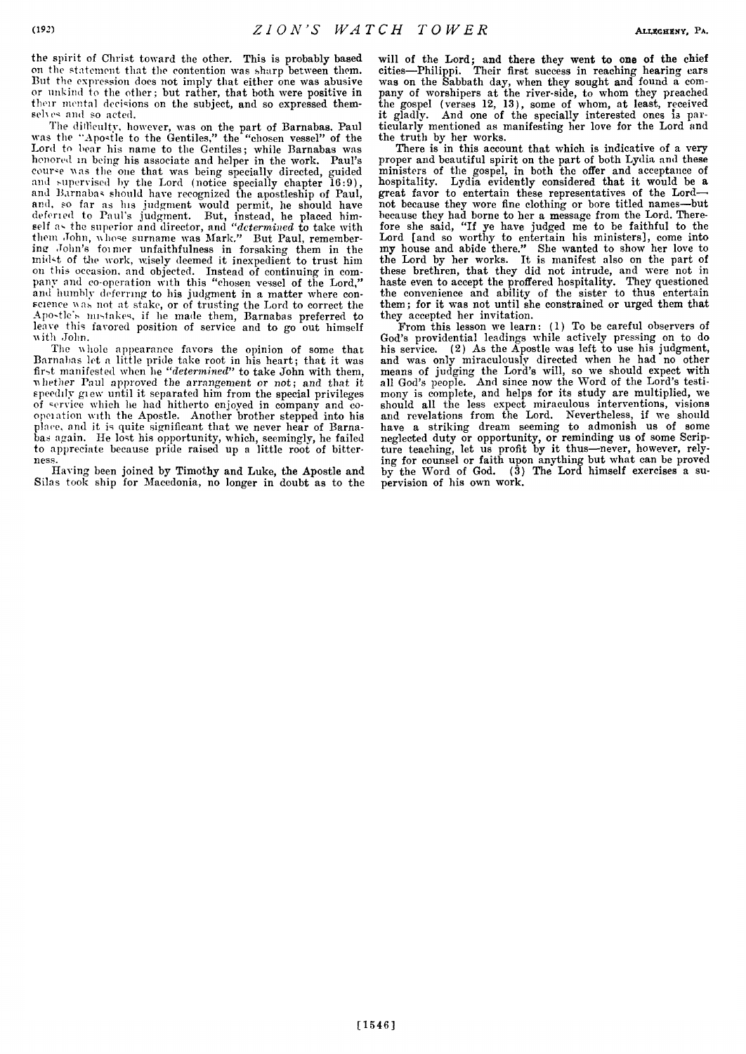the spirit of Christ toward the other. This is probably based on the statement that the contention was sharp between them. But the expression does not imply that either one was abusive or unkind to the other; but rather, that both were positive in their mental decisions on the subject, and so expressed themselves and so acted.

The difficulty, however, was on the part of Barnabas. Paul was the "Apostle to the Gentiles," the "chosen vessel" of the Lord to bear his name to the Gentiles; while Barnabas was honored in being his associate and helper in the work. Paul's course was the one that was being specially directed, guided and supervised by the Lord (notice specially chapter 16:9), and Barnabas should have recognized the apostleship of Paul, and, so far as his judgment would permit, he should have deferred to Paul's judgment. But, instead, he placed himself as the superior and director, and *"determined* to take with them John, whose surname was Mark." But Paul, remembering John's former unfaithfulness in forsaking them in the midst of the work, wisely deemed it inexpedient to trust him on this occasion, and objected. Instead of continuing in company and co-operation with this "chosen vessel of the Lord," and humbly deferring to his judgment in a matter where conscience was not at stake, or of trusting the Lord to correct the Apostle's mistakes, if he made them, Barnabas preferred to leave this favored position of service and to go out himself with John.

The whole appearance favors the opinion of some that Barnabas let a little pride take root in his heart; that it was first manifested when he *"determined"* to take John with them, whether Paul approved the arrangement or not; and that it speedily grew until it separated him from the special privileges of service which he had hitherto enjoyed in company and co-operation with the Apostle. Another brother stepped into his place, and it is quite significant that we never hear of Barnabas again. He lost his opportunity, which, seemingly, he failed to appreciate because pride raised up a little root of bitterness.

Having been joined by Timothy and Luke, the Apostle and Silas took ship for Macedonia, no longer in doubt as to the will of the Lord; and there they went to one of the chief cities—Philippi. Their first success in reaching hearing ears was on the Sabbath day, when they sought and found a company of worshipers at the river-side, to whom they preached the gospel (verses 12, 13), some of whom, at least, received it gladly. And one of the specially interested ones is particularly mentioned as manifesting her love for the Lord and the truth by her works.

There is in this account that which is indicative of a very proper and beautiful spirit on the part of both Lydia and these ministers of the gospel, in both the offer and acceptance of hospitality. Lydia evidently considered that it would be a great favor to entertain these representatives of the Lord—not because they wore fine clothing or bore titled names—but because they had borne to her a message from the Lord. Therefore she said, "If ye have judged me to be faithful to the Lord [and so worthy to entertain his ministers], come into my house and abide there." She wanted to show her love to the Lord by her works. It is manifest also on the part of these brethren, that they did not intrude, and were not in haste even to accept the proffered hospitality. They questioned the convenience and ability of the sister to thus entertain them; for it was not until she constrained or urged them that they accepted her invitation.

From this lesson we learn: (1) To be careful observers of God's providential leadings while actively pressing on to do his service. (2) As the Apostle was left to use his judgment, and was only miraculously directed when he had no other means of judging the Lord's will, so we should expect with all God's people. And since now the Word of the Lord's testimony is complete, and helps for its study are multiplied, we should all the less expect miraculous interventions, visions and revelations from the Lord. Nevertheless, if we should have a striking dream seeming to admonish us of some neglected duty or opportunity, or reminding us of some Scripture teaching, let us profit by it thus—never, however, relying for counsel or faith upon anything but what can be proved by the Word of God. (3) The Lord himself exercises a supervision of his own work.